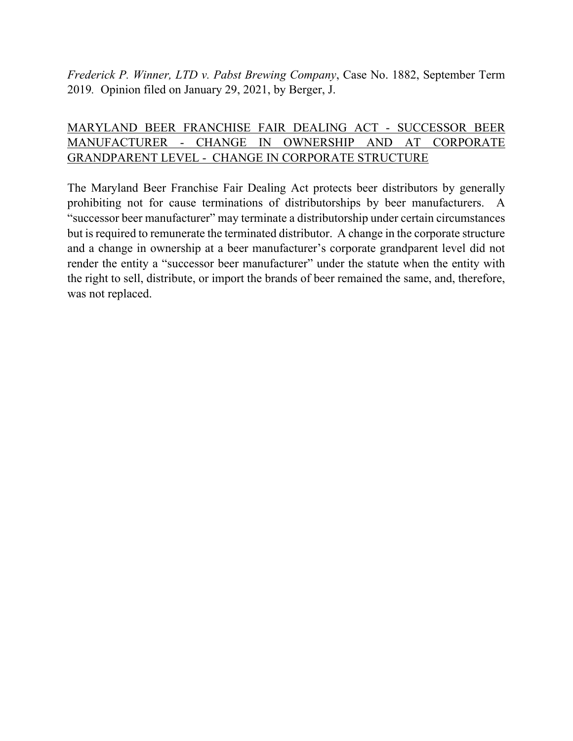*Frederick P. Winner, LTD v. Pabst Brewing Company*, Case No. 1882, September Term 2019. Opinion filed on January 29, 2021, by Berger, J.

<u>MARYLAND BEER FRANCHISE FAIR DEALING ACT - SUCCESSOR BEER MANUFACTURER - CHANGE IN OWNERSHIP AND AT CORPORATE GRANDPARENT LEVEL - CHANGE IN CORPORATE STRUCTURE</u>

The Maryland Beer Franchise Fair Dealing Act protects beer distributors by generally prohibiting not for cause terminations of distributorships by beer manufacturers. A "successor beer manufacturer" may terminate a distributorship under certain circumstances but is required to remunerate the terminated distributor. A change in the corporate structure and a change in ownership at a beer manufacturer's corporate grandparent level did not render the entity a "successor beer manufacturer" under the statute when the entity with the right to sell, distribute, or import the brands of beer remained the same, and, therefore, was not replaced.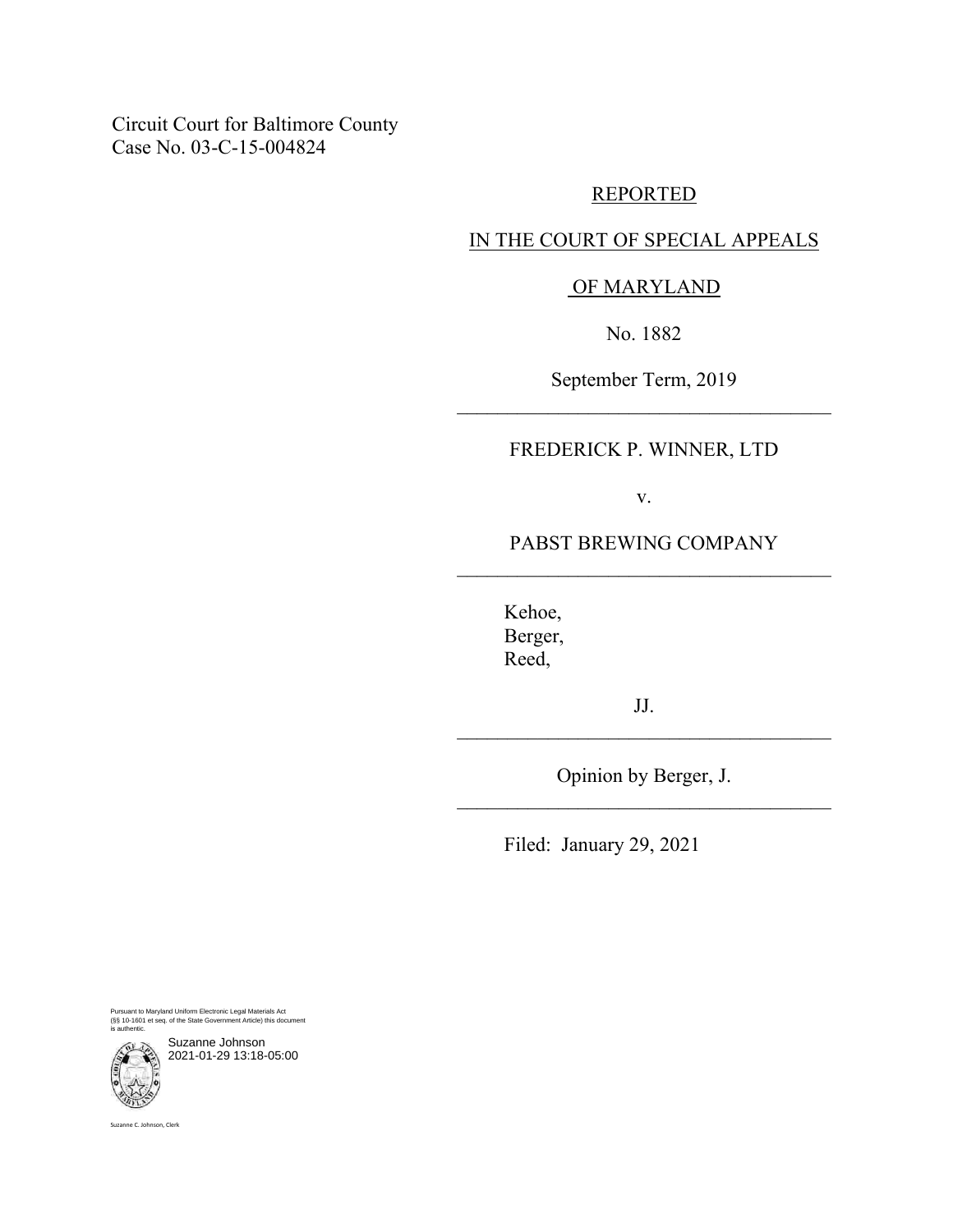Circuit Court for Baltimore County
Case No. 03-C-15-004824

REPORTED

IN THE COURT OF SPECIAL APPEALS

OF MARYLAND

No. 1882

September Term, 2019

---

FREDERICK P. WINNER, LTD

v.

PABST BREWING COMPANY

---

Kehoe,
Berger,
Reed,

JJ.

---

Opinion by Berger, J.

---

Filed: January 29, 2021

Pursuant to Maryland Uniform Electronic Legal Materials Act (§§ 10-1601 et seq. of the State Government Article) this document is authentic.

Suzanne Johnson
2021-01-29 13:18-05:00

Suzanne C. Johnson, Clerk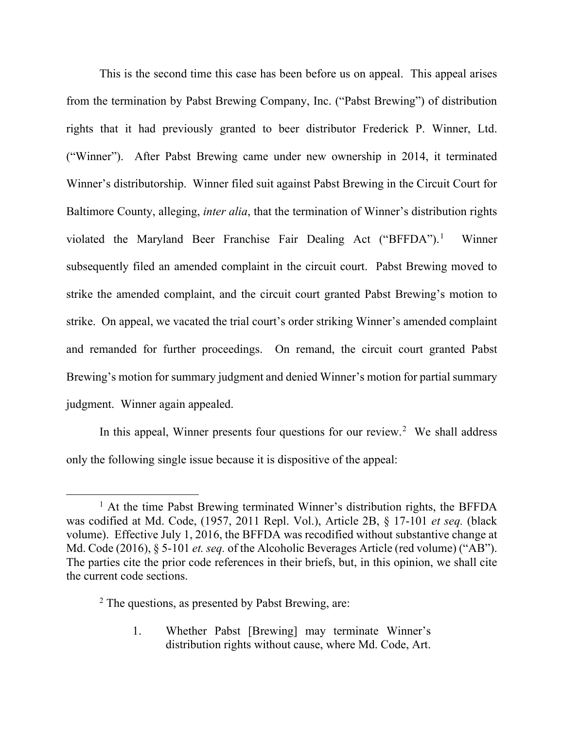This is the second time this case has been before us on appeal. This appeal arises from the termination by Pabst Brewing Company, Inc. ("Pabst Brewing") of distribution rights that it had previously granted to beer distributor Frederick P. Winner, Ltd. ("Winner"). After Pabst Brewing came under new ownership in 2014, it terminated Winner's distributorship. Winner filed suit against Pabst Brewing in the Circuit Court for Baltimore County, alleging, *inter alia*, that the termination of Winner's distribution rights violated the Maryland Beer Franchise Fair Dealing Act ("BFFDA").[1] Winner subsequently filed an amended complaint in the circuit court. Pabst Brewing moved to strike the amended complaint, and the circuit court granted Pabst Brewing's motion to strike. On appeal, we vacated the trial court's order striking Winner's amended complaint and remanded for further proceedings. On remand, the circuit court granted Pabst Brewing's motion for summary judgment and denied Winner's motion for partial summary judgment. Winner again appealed.

In this appeal, Winner presents four questions for our review.[2] We shall address only the following single issue because it is dispositive of the appeal:

---

[1] At the time Pabst Brewing terminated Winner's distribution rights, the BFFDA was codified at Md. Code, (1957, 2011 Repl. Vol.), Article 2B, § 17-101 *et seq.* (black volume). Effective July 1, 2016, the BFFDA was recodified without substantive change at Md. Code (2016), § 5-101 *et. seq.* of the Alcoholic Beverages Article (red volume) ("AB"). The parties cite the prior code references in their briefs, but, in this opinion, we shall cite the current code sections.

[2] The questions, as presented by Pabst Brewing, are:

> 1. Whether Pabst [Brewing] may terminate Winner's distribution rights without cause, where Md. Code, Art.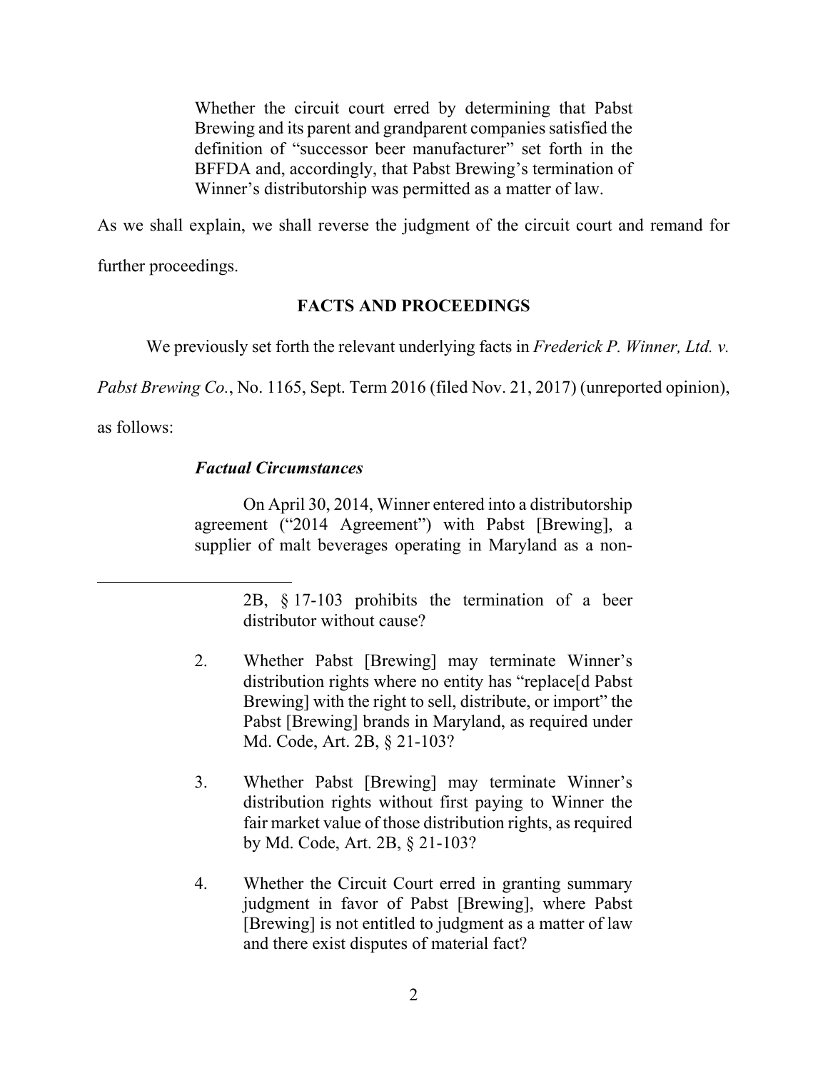> Whether the circuit court erred by determining that Pabst Brewing and its parent and grandparent companies satisfied the definition of "successor beer manufacturer" set forth in the BFFDA and, accordingly, that Pabst Brewing's termination of Winner's distributorship was permitted as a matter of law.

As we shall explain, we shall reverse the judgment of the circuit court and remand for further proceedings.

## FACTS AND PROCEEDINGS

We previously set forth the relevant underlying facts in *Frederick P. Winner, Ltd. v. Pabst Brewing Co.*, No. 1165, Sept. Term 2016 (filed Nov. 21, 2017) (unreported opinion), as follows:

> ***Factual Circumstances***
>
> On April 30, 2014, Winner entered into a distributorship agreement ("2014 Agreement") with Pabst [Brewing], a supplier of malt beverages operating in Maryland as a non-

---

> 2B, § 17-103 prohibits the termination of a beer distributor without cause?
>
> 2. Whether Pabst [Brewing] may terminate Winner's distribution rights where no entity has "replace[d Pabst Brewing] with the right to sell, distribute, or import" the Pabst [Brewing] brands in Maryland, as required under Md. Code, Art. 2B, § 21-103?
>
> 3. Whether Pabst [Brewing] may terminate Winner's distribution rights without first paying to Winner the fair market value of those distribution rights, as required by Md. Code, Art. 2B, § 21-103?
>
> 4. Whether the Circuit Court erred in granting summary judgment in favor of Pabst [Brewing], where Pabst [Brewing] is not entitled to judgment as a matter of law and there exist disputes of material fact?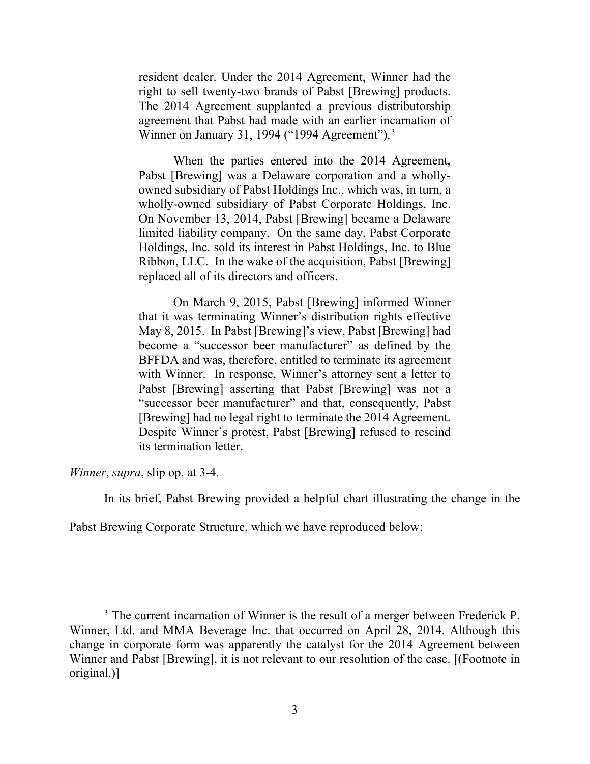> resident dealer. Under the 2014 Agreement, Winner had the right to sell twenty-two brands of Pabst [Brewing] products. The 2014 Agreement supplanted a previous distributorship agreement that Pabst had made with an earlier incarnation of Winner on January 31, 1994 ("1994 Agreement").[3]
>
> When the parties entered into the 2014 Agreement, Pabst [Brewing] was a Delaware corporation and a wholly-owned subsidiary of Pabst Holdings Inc., which was, in turn, a wholly-owned subsidiary of Pabst Corporate Holdings, Inc. On November 13, 2014, Pabst [Brewing] became a Delaware limited liability company. On the same day, Pabst Corporate Holdings, Inc. sold its interest in Pabst Holdings, Inc. to Blue Ribbon, LLC. In the wake of the acquisition, Pabst [Brewing] replaced all of its directors and officers.
>
> On March 9, 2015, Pabst [Brewing] informed Winner that it was terminating Winner's distribution rights effective May 8, 2015. In Pabst [Brewing]'s view, Pabst [Brewing] had become a "successor beer manufacturer" as defined by the BFFDA and was, therefore, entitled to terminate its agreement with Winner. In response, Winner's attorney sent a letter to Pabst [Brewing] asserting that Pabst [Brewing] was not a "successor beer manufacturer" and that, consequently, Pabst [Brewing] had no legal right to terminate the 2014 Agreement. Despite Winner's protest, Pabst [Brewing] refused to rescind its termination letter.

*Winner*, *supra*, slip op. at 3-4.

In its brief, Pabst Brewing provided a helpful chart illustrating the change in the Pabst Brewing Corporate Structure, which we have reproduced below:

---

[3] The current incarnation of Winner is the result of a merger between Frederick P. Winner, Ltd. and MMA Beverage Inc. that occurred on April 28, 2014. Although this change in corporate form was apparently the catalyst for the 2014 Agreement between Winner and Pabst [Brewing], it is not relevant to our resolution of the case. [(Footnote in original.)]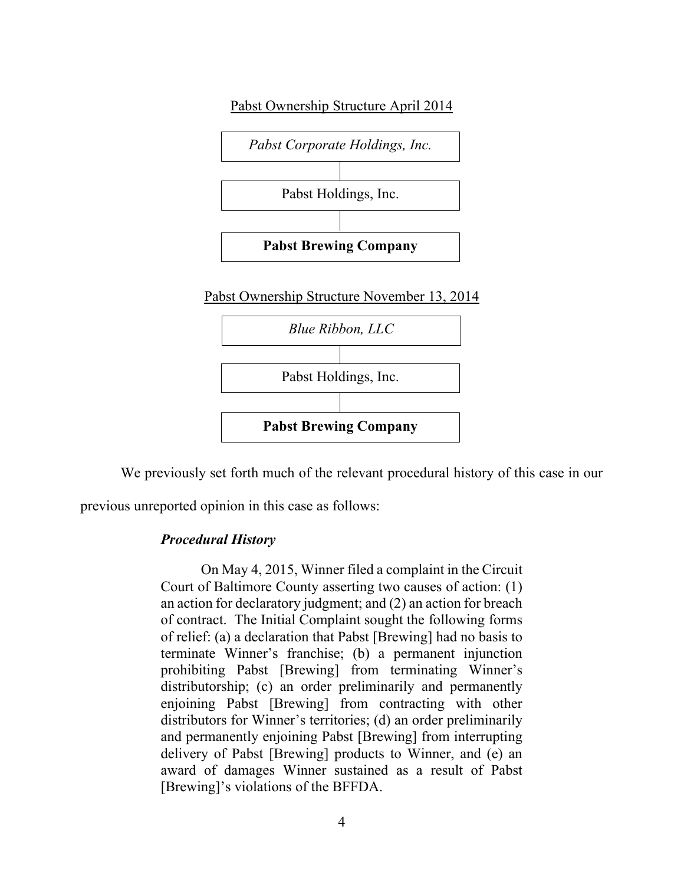<u>Pabst Ownership Structure April 2014</u>

*Pabst Corporate Holdings, Inc.*

Pabst Holdings, Inc.

**Pabst Brewing Company**

<u>Pabst Ownership Structure November 13, 2014</u>

*Blue Ribbon, LLC*

Pabst Holdings, Inc.

**Pabst Brewing Company**

We previously set forth much of the relevant procedural history of this case in our previous unreported opinion in this case as follows:

> ***Procedural History***
>
> On May 4, 2015, Winner filed a complaint in the Circuit Court of Baltimore County asserting two causes of action: (1) an action for declaratory judgment; and (2) an action for breach of contract. The Initial Complaint sought the following forms of relief: (a) a declaration that Pabst [Brewing] had no basis to terminate Winner's franchise; (b) a permanent injunction prohibiting Pabst [Brewing] from terminating Winner's distributorship; (c) an order preliminarily and permanently enjoining Pabst [Brewing] from contracting with other distributors for Winner's territories; (d) an order preliminarily and permanently enjoining Pabst [Brewing] from interrupting delivery of Pabst [Brewing] products to Winner, and (e) an award of damages Winner sustained as a result of Pabst [Brewing]'s violations of the BFFDA.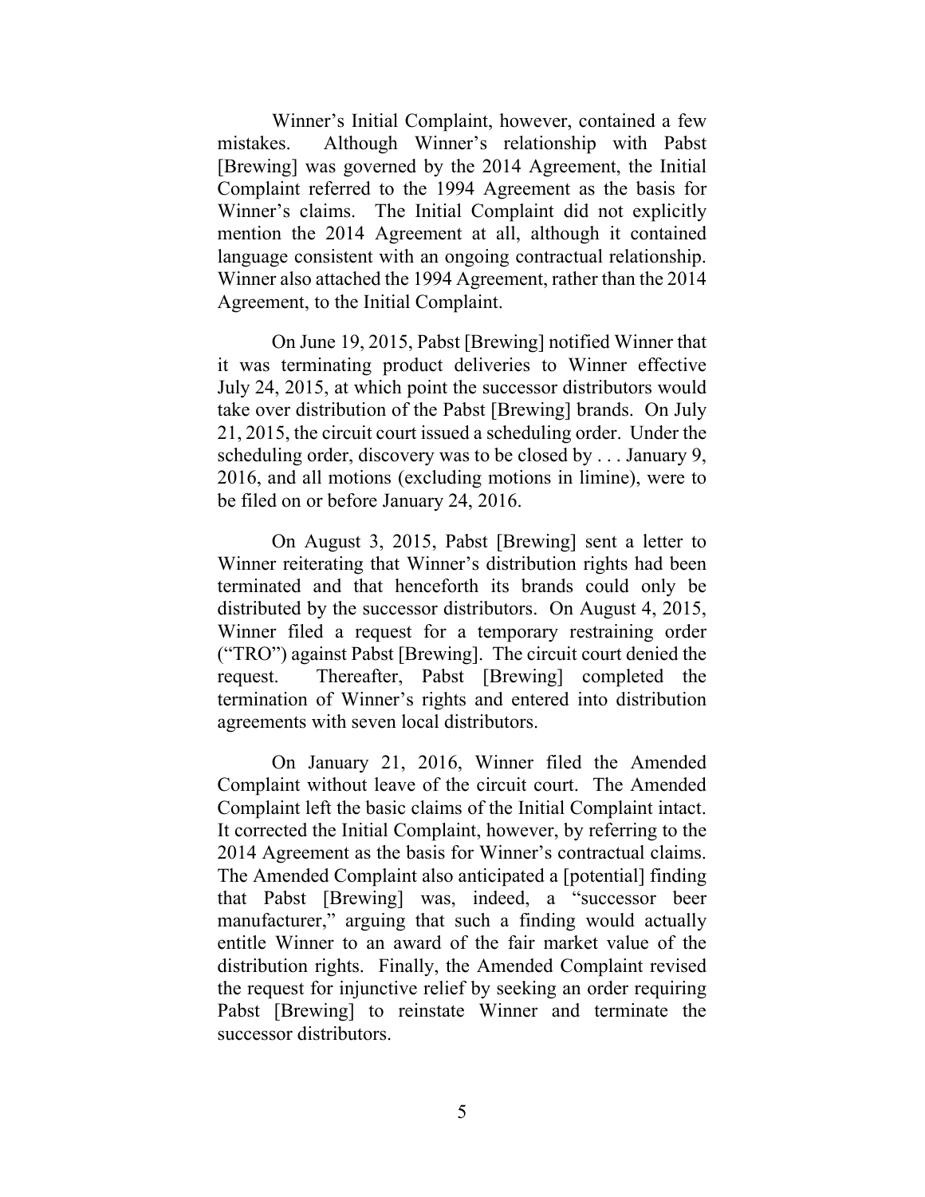Winner's Initial Complaint, however, contained a few mistakes. Although Winner's relationship with Pabst [Brewing] was governed by the 2014 Agreement, the Initial Complaint referred to the 1994 Agreement as the basis for Winner's claims. The Initial Complaint did not explicitly mention the 2014 Agreement at all, although it contained language consistent with an ongoing contractual relationship. Winner also attached the 1994 Agreement, rather than the 2014 Agreement, to the Initial Complaint.

On June 19, 2015, Pabst [Brewing] notified Winner that it was terminating product deliveries to Winner effective July 24, 2015, at which point the successor distributors would take over distribution of the Pabst [Brewing] brands. On July 21, 2015, the circuit court issued a scheduling order. Under the scheduling order, discovery was to be closed by . . . January 9, 2016, and all motions (excluding motions in limine), were to be filed on or before January 24, 2016.

On August 3, 2015, Pabst [Brewing] sent a letter to Winner reiterating that Winner's distribution rights had been terminated and that henceforth its brands could only be distributed by the successor distributors. On August 4, 2015, Winner filed a request for a temporary restraining order ("TRO") against Pabst [Brewing]. The circuit court denied the request. Thereafter, Pabst [Brewing] completed the termination of Winner's rights and entered into distribution agreements with seven local distributors.

On January 21, 2016, Winner filed the Amended Complaint without leave of the circuit court. The Amended Complaint left the basic claims of the Initial Complaint intact. It corrected the Initial Complaint, however, by referring to the 2014 Agreement as the basis for Winner's contractual claims. The Amended Complaint also anticipated a [potential] finding that Pabst [Brewing] was, indeed, a "successor beer manufacturer," arguing that such a finding would actually entitle Winner to an award of the fair market value of the distribution rights. Finally, the Amended Complaint revised the request for injunctive relief by seeking an order requiring Pabst [Brewing] to reinstate Winner and terminate the successor distributors.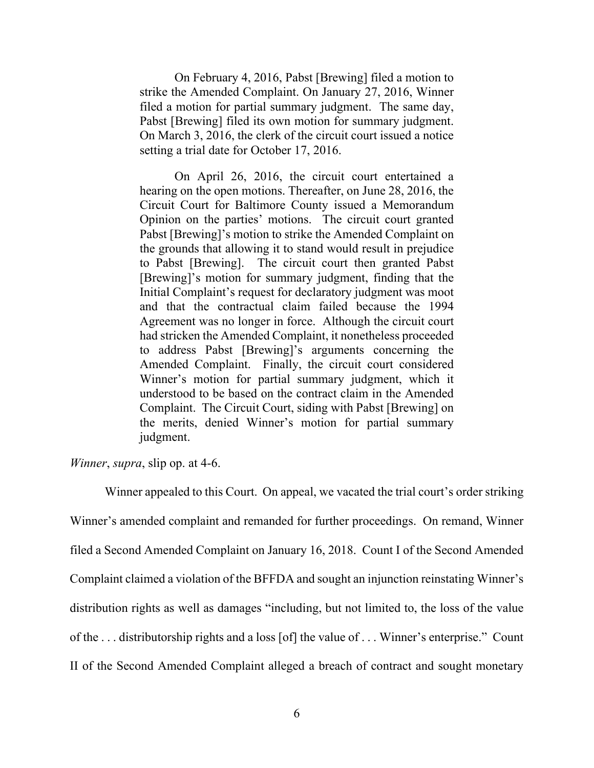> On February 4, 2016, Pabst [Brewing] filed a motion to strike the Amended Complaint. On January 27, 2016, Winner filed a motion for partial summary judgment. The same day, Pabst [Brewing] filed its own motion for summary judgment. On March 3, 2016, the clerk of the circuit court issued a notice setting a trial date for October 17, 2016.
>
> On April 26, 2016, the circuit court entertained a hearing on the open motions. Thereafter, on June 28, 2016, the Circuit Court for Baltimore County issued a Memorandum Opinion on the parties' motions. The circuit court granted Pabst [Brewing]'s motion to strike the Amended Complaint on the grounds that allowing it to stand would result in prejudice to Pabst [Brewing]. The circuit court then granted Pabst [Brewing]'s motion for summary judgment, finding that the Initial Complaint's request for declaratory judgment was moot and that the contractual claim failed because the 1994 Agreement was no longer in force. Although the circuit court had stricken the Amended Complaint, it nonetheless proceeded to address Pabst [Brewing]'s arguments concerning the Amended Complaint. Finally, the circuit court considered Winner's motion for partial summary judgment, which it understood to be based on the contract claim in the Amended Complaint. The Circuit Court, siding with Pabst [Brewing] on the merits, denied Winner's motion for partial summary judgment.

*Winner*, *supra*, slip op. at 4-6.

Winner appealed to this Court. On appeal, we vacated the trial court's order striking Winner's amended complaint and remanded for further proceedings. On remand, Winner filed a Second Amended Complaint on January 16, 2018. Count I of the Second Amended Complaint claimed a violation of the BFFDA and sought an injunction reinstating Winner's distribution rights as well as damages "including, but not limited to, the loss of the value of the . . . distributorship rights and a loss [of] the value of . . . Winner's enterprise." Count II of the Second Amended Complaint alleged a breach of contract and sought monetary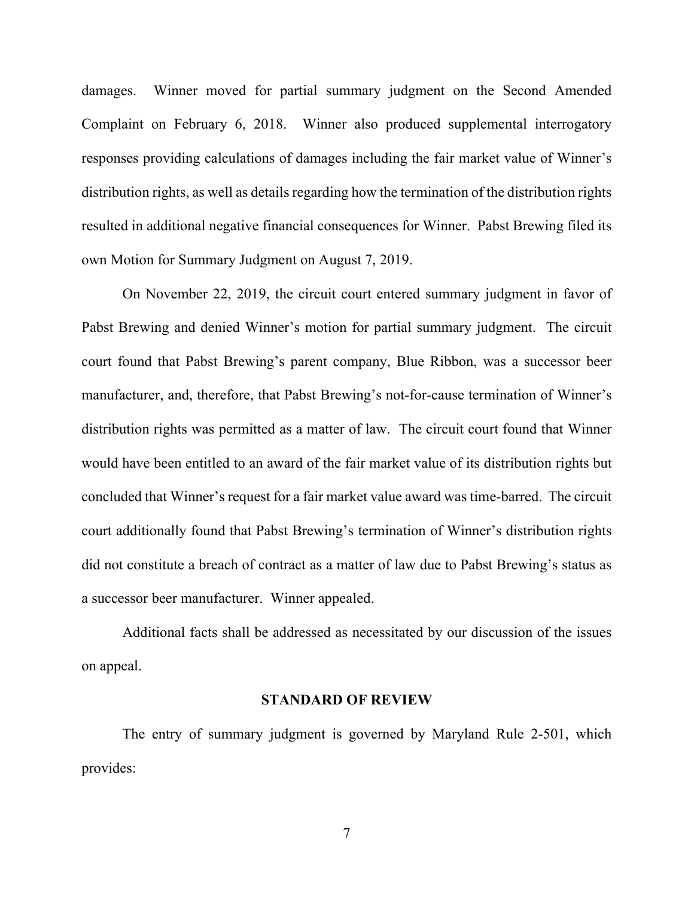damages. Winner moved for partial summary judgment on the Second Amended Complaint on February 6, 2018. Winner also produced supplemental interrogatory responses providing calculations of damages including the fair market value of Winner's distribution rights, as well as details regarding how the termination of the distribution rights resulted in additional negative financial consequences for Winner. Pabst Brewing filed its own Motion for Summary Judgment on August 7, 2019.

On November 22, 2019, the circuit court entered summary judgment in favor of Pabst Brewing and denied Winner's motion for partial summary judgment. The circuit court found that Pabst Brewing's parent company, Blue Ribbon, was a successor beer manufacturer, and, therefore, that Pabst Brewing's not-for-cause termination of Winner's distribution rights was permitted as a matter of law. The circuit court found that Winner would have been entitled to an award of the fair market value of its distribution rights but concluded that Winner's request for a fair market value award was time-barred. The circuit court additionally found that Pabst Brewing's termination of Winner's distribution rights did not constitute a breach of contract as a matter of law due to Pabst Brewing's status as a successor beer manufacturer. Winner appealed.

Additional facts shall be addressed as necessitated by our discussion of the issues on appeal.

## STANDARD OF REVIEW

The entry of summary judgment is governed by Maryland Rule 2-501, which provides: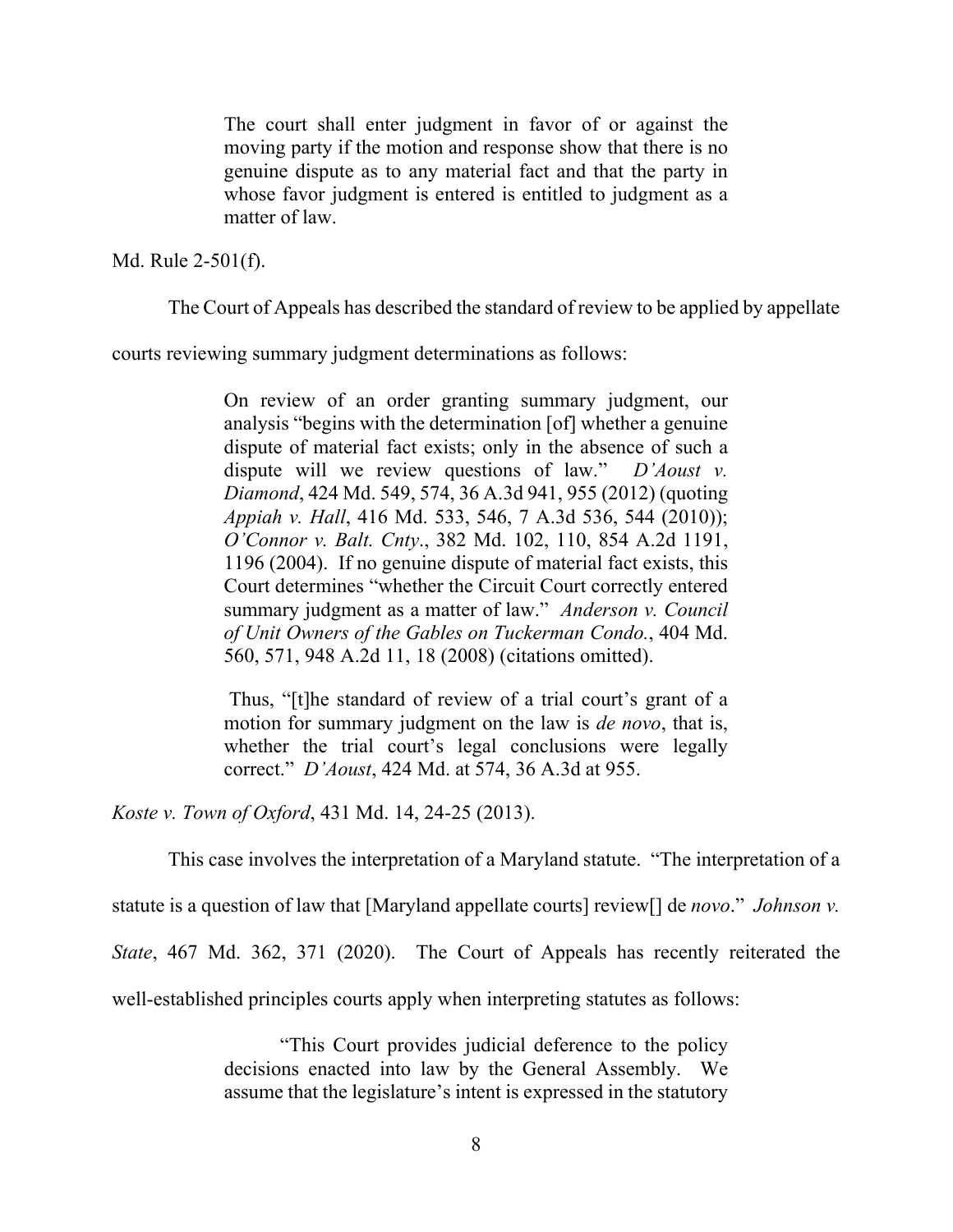> The court shall enter judgment in favor of or against the moving party if the motion and response show that there is no genuine dispute as to any material fact and that the party in whose favor judgment is entered is entitled to judgment as a matter of law.

Md. Rule 2-501(f).

The Court of Appeals has described the standard of review to be applied by appellate courts reviewing summary judgment determinations as follows:

> On review of an order granting summary judgment, our analysis "begins with the determination [of] whether a genuine dispute of material fact exists; only in the absence of such a dispute will we review questions of law." *D'Aoust v. Diamond*, 424 Md. 549, 574, 36 A.3d 941, 955 (2012) (quoting *Appiah v. Hall*, 416 Md. 533, 546, 7 A.3d 536, 544 (2010)); *O'Connor v. Balt. Cnty*., 382 Md. 102, 110, 854 A.2d 1191, 1196 (2004). If no genuine dispute of material fact exists, this Court determines "whether the Circuit Court correctly entered summary judgment as a matter of law." *Anderson v. Council of Unit Owners of the Gables on Tuckerman Condo.*, 404 Md. 560, 571, 948 A.2d 11, 18 (2008) (citations omitted).
>
> Thus, "[t]he standard of review of a trial court's grant of a motion for summary judgment on the law is *de novo*, that is, whether the trial court's legal conclusions were legally correct." *D'Aoust*, 424 Md. at 574, 36 A.3d at 955.

*Koste v. Town of Oxford*, 431 Md. 14, 24-25 (2013).

This case involves the interpretation of a Maryland statute. "The interpretation of a statute is a question of law that [Maryland appellate courts] review[] de *novo*." *Johnson v. State*, 467 Md. 362, 371 (2020). The Court of Appeals has recently reiterated the well-established principles courts apply when interpreting statutes as follows:

> "This Court provides judicial deference to the policy decisions enacted into law by the General Assembly. We assume that the legislature's intent is expressed in the statutory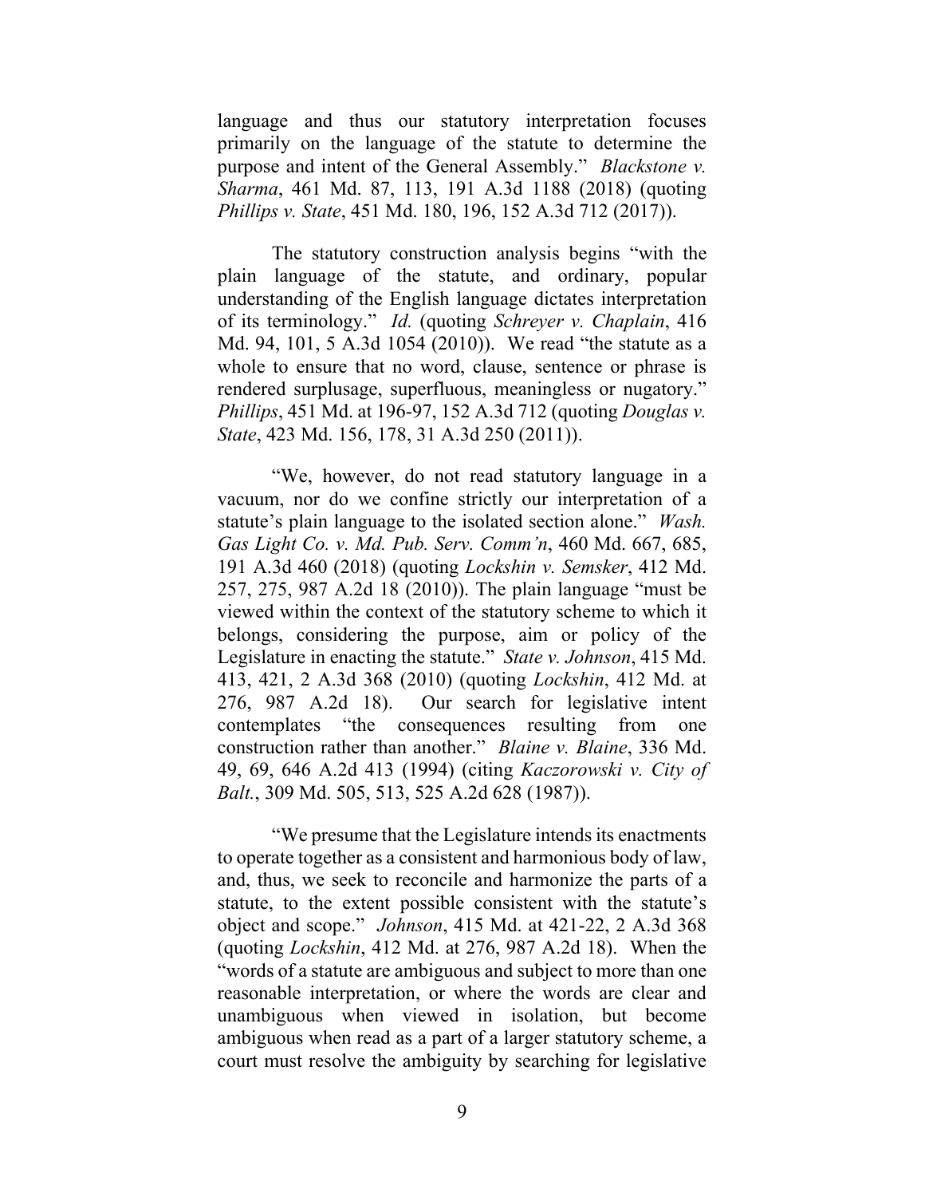language and thus our statutory interpretation focuses primarily on the language of the statute to determine the purpose and intent of the General Assembly." *Blackstone v. Sharma*, 461 Md. 87, 113, 191 A.3d 1188 (2018) (quoting *Phillips v. State*, 451 Md. 180, 196, 152 A.3d 712 (2017)).

The statutory construction analysis begins "with the plain language of the statute, and ordinary, popular understanding of the English language dictates interpretation of its terminology." *Id.* (quoting *Schreyer v. Chaplain*, 416 Md. 94, 101, 5 A.3d 1054 (2010)). We read "the statute as a whole to ensure that no word, clause, sentence or phrase is rendered surplusage, superfluous, meaningless or nugatory." *Phillips*, 451 Md. at 196-97, 152 A.3d 712 (quoting *Douglas v. State*, 423 Md. 156, 178, 31 A.3d 250 (2011)).

"We, however, do not read statutory language in a vacuum, nor do we confine strictly our interpretation of a statute's plain language to the isolated section alone." *Wash. Gas Light Co. v. Md. Pub. Serv. Comm'n*, 460 Md. 667, 685, 191 A.3d 460 (2018) (quoting *Lockshin v. Semsker*, 412 Md. 257, 275, 987 A.2d 18 (2010)). The plain language "must be viewed within the context of the statutory scheme to which it belongs, considering the purpose, aim or policy of the Legislature in enacting the statute." *State v. Johnson*, 415 Md. 413, 421, 2 A.3d 368 (2010) (quoting *Lockshin*, 412 Md. at 276, 987 A.2d 18). Our search for legislative intent contemplates "the consequences resulting from one construction rather than another." *Blaine v. Blaine*, 336 Md. 49, 69, 646 A.2d 413 (1994) (citing *Kaczorowski v. City of Balt.*, 309 Md. 505, 513, 525 A.2d 628 (1987)).

"We presume that the Legislature intends its enactments to operate together as a consistent and harmonious body of law, and, thus, we seek to reconcile and harmonize the parts of a statute, to the extent possible consistent with the statute's object and scope." *Johnson*, 415 Md. at 421-22, 2 A.3d 368 (quoting *Lockshin*, 412 Md. at 276, 987 A.2d 18). When the "words of a statute are ambiguous and subject to more than one reasonable interpretation, or where the words are clear and unambiguous when viewed in isolation, but become ambiguous when read as a part of a larger statutory scheme, a court must resolve the ambiguity by searching for legislative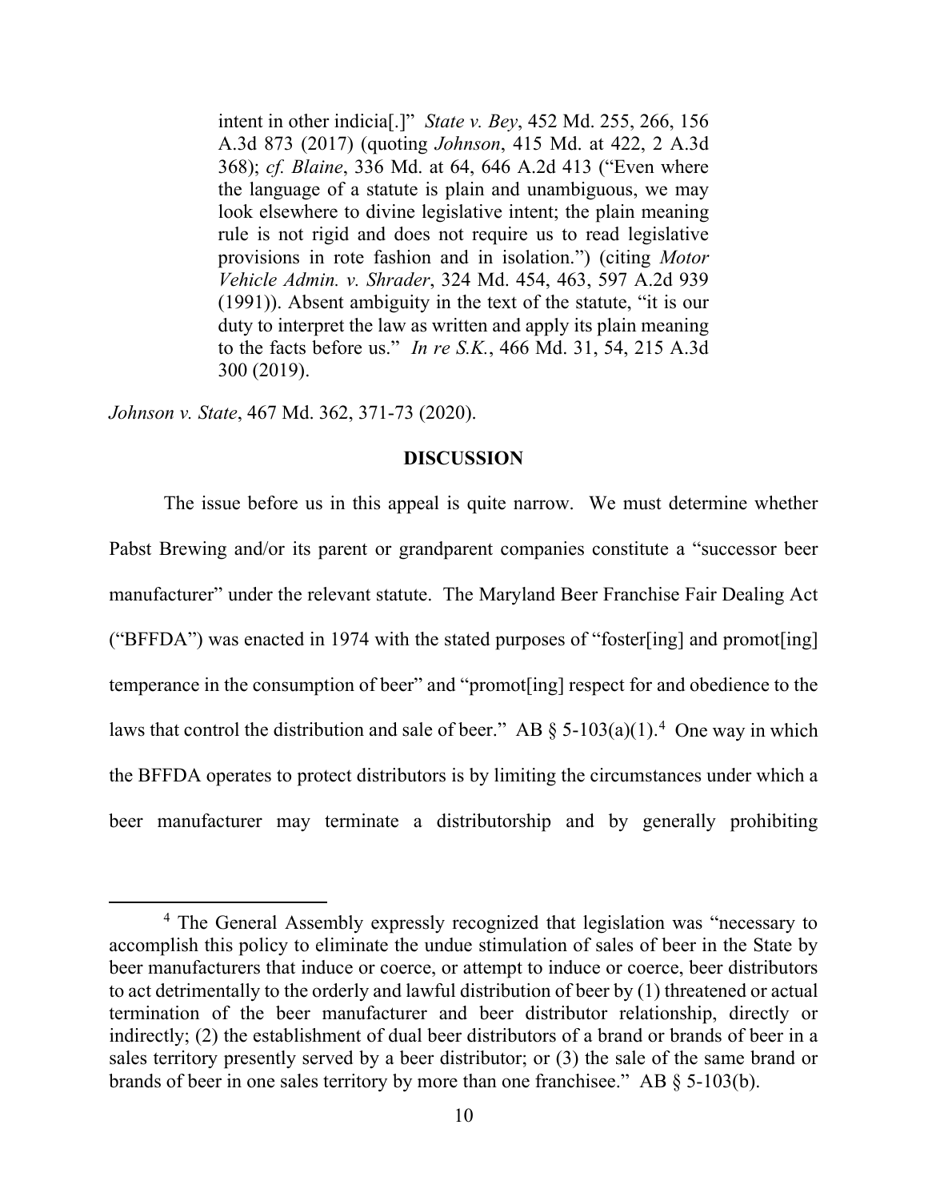> intent in other indicia[.]" *State v. Bey*, 452 Md. 255, 266, 156 A.3d 873 (2017) (quoting *Johnson*, 415 Md. at 422, 2 A.3d 368); *cf. Blaine*, 336 Md. at 64, 646 A.2d 413 ("Even where the language of a statute is plain and unambiguous, we may look elsewhere to divine legislative intent; the plain meaning rule is not rigid and does not require us to read legislative provisions in rote fashion and in isolation.") (citing *Motor Vehicle Admin. v. Shrader*, 324 Md. 454, 463, 597 A.2d 939 (1991)). Absent ambiguity in the text of the statute, "it is our duty to interpret the law as written and apply its plain meaning to the facts before us." *In re S.K.*, 466 Md. 31, 54, 215 A.3d 300 (2019).

*Johnson v. State*, 467 Md. 362, 371-73 (2020).

**DISCUSSION**

The issue before us in this appeal is quite narrow. We must determine whether Pabst Brewing and/or its parent or grandparent companies constitute a "successor beer manufacturer" under the relevant statute. The Maryland Beer Franchise Fair Dealing Act ("BFFDA") was enacted in 1974 with the stated purposes of "foster[ing] and promot[ing] temperance in the consumption of beer" and "promot[ing] respect for and obedience to the laws that control the distribution and sale of beer." AB § 5-103(a)(1).[4] One way in which the BFFDA operates to protect distributors is by limiting the circumstances under which a beer manufacturer may terminate a distributorship and by generally prohibiting

[4] The General Assembly expressly recognized that legislation was "necessary to accomplish this policy to eliminate the undue stimulation of sales of beer in the State by beer manufacturers that induce or coerce, or attempt to induce or coerce, beer distributors to act detrimentally to the orderly and lawful distribution of beer by (1) threatened or actual termination of the beer manufacturer and beer distributor relationship, directly or indirectly; (2) the establishment of dual beer distributors of a brand or brands of beer in a sales territory presently served by a beer distributor; or (3) the sale of the same brand or brands of beer in one sales territory by more than one franchisee." AB § 5-103(b).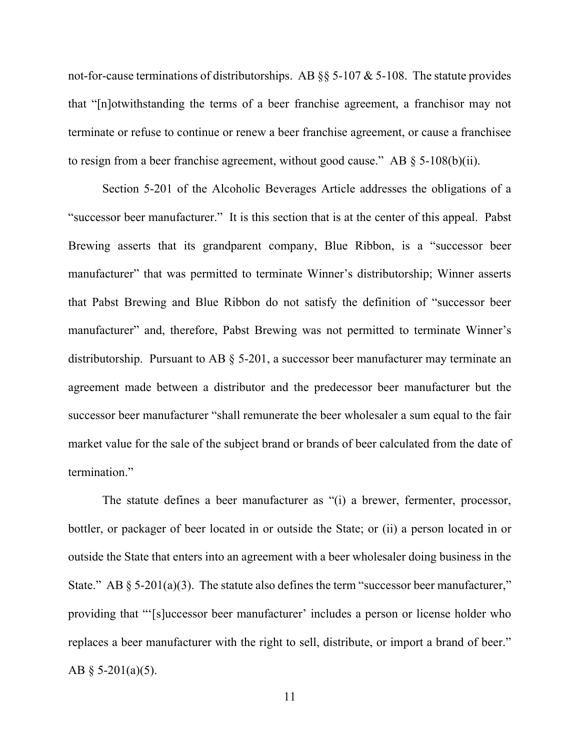not-for-cause terminations of distributorships. AB §§ 5-107 & 5-108. The statute provides that "[n]otwithstanding the terms of a beer franchise agreement, a franchisor may not terminate or refuse to continue or renew a beer franchise agreement, or cause a franchisee to resign from a beer franchise agreement, without good cause." AB § 5-108(b)(ii).

Section 5-201 of the Alcoholic Beverages Article addresses the obligations of a "successor beer manufacturer." It is this section that is at the center of this appeal. Pabst Brewing asserts that its grandparent company, Blue Ribbon, is a "successor beer manufacturer" that was permitted to terminate Winner's distributorship; Winner asserts that Pabst Brewing and Blue Ribbon do not satisfy the definition of "successor beer manufacturer" and, therefore, Pabst Brewing was not permitted to terminate Winner's distributorship. Pursuant to AB § 5-201, a successor beer manufacturer may terminate an agreement made between a distributor and the predecessor beer manufacturer but the successor beer manufacturer "shall remunerate the beer wholesaler a sum equal to the fair market value for the sale of the subject brand or brands of beer calculated from the date of termination."

The statute defines a beer manufacturer as "(i) a brewer, fermenter, processor, bottler, or packager of beer located in or outside the State; or (ii) a person located in or outside the State that enters into an agreement with a beer wholesaler doing business in the State." AB § 5-201(a)(3). The statute also defines the term "successor beer manufacturer," providing that "'[s]uccessor beer manufacturer' includes a person or license holder who replaces a beer manufacturer with the right to sell, distribute, or import a brand of beer." AB § 5-201(a)(5).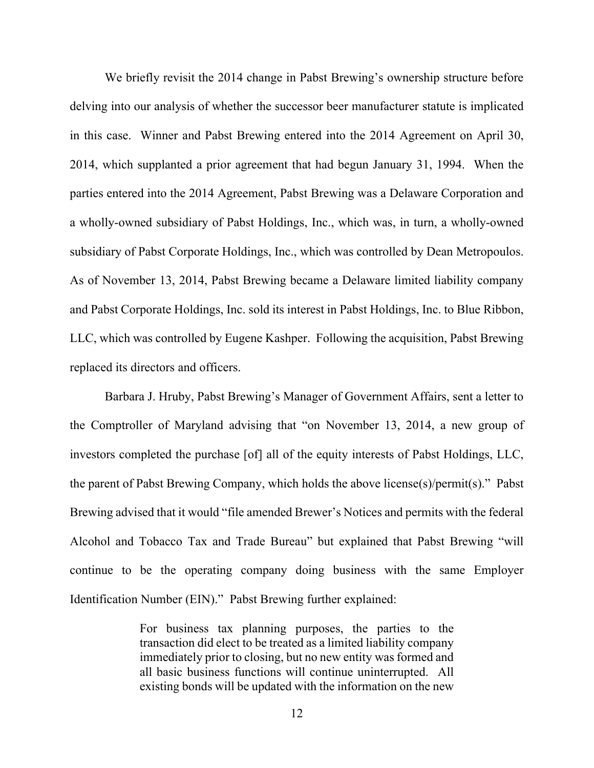We briefly revisit the 2014 change in Pabst Brewing's ownership structure before delving into our analysis of whether the successor beer manufacturer statute is implicated in this case. Winner and Pabst Brewing entered into the 2014 Agreement on April 30, 2014, which supplanted a prior agreement that had begun January 31, 1994. When the parties entered into the 2014 Agreement, Pabst Brewing was a Delaware Corporation and a wholly-owned subsidiary of Pabst Holdings, Inc., which was, in turn, a wholly-owned subsidiary of Pabst Corporate Holdings, Inc., which was controlled by Dean Metropoulos. As of November 13, 2014, Pabst Brewing became a Delaware limited liability company and Pabst Corporate Holdings, Inc. sold its interest in Pabst Holdings, Inc. to Blue Ribbon, LLC, which was controlled by Eugene Kashper. Following the acquisition, Pabst Brewing replaced its directors and officers.

Barbara J. Hruby, Pabst Brewing's Manager of Government Affairs, sent a letter to the Comptroller of Maryland advising that "on November 13, 2014, a new group of investors completed the purchase [of] all of the equity interests of Pabst Holdings, LLC, the parent of Pabst Brewing Company, which holds the above license(s)/permit(s)." Pabst Brewing advised that it would "file amended Brewer's Notices and permits with the federal Alcohol and Tobacco Tax and Trade Bureau" but explained that Pabst Brewing "will continue to be the operating company doing business with the same Employer Identification Number (EIN)." Pabst Brewing further explained:

> For business tax planning purposes, the parties to the transaction did elect to be treated as a limited liability company immediately prior to closing, but no new entity was formed and all basic business functions will continue uninterrupted. All existing bonds will be updated with the information on the new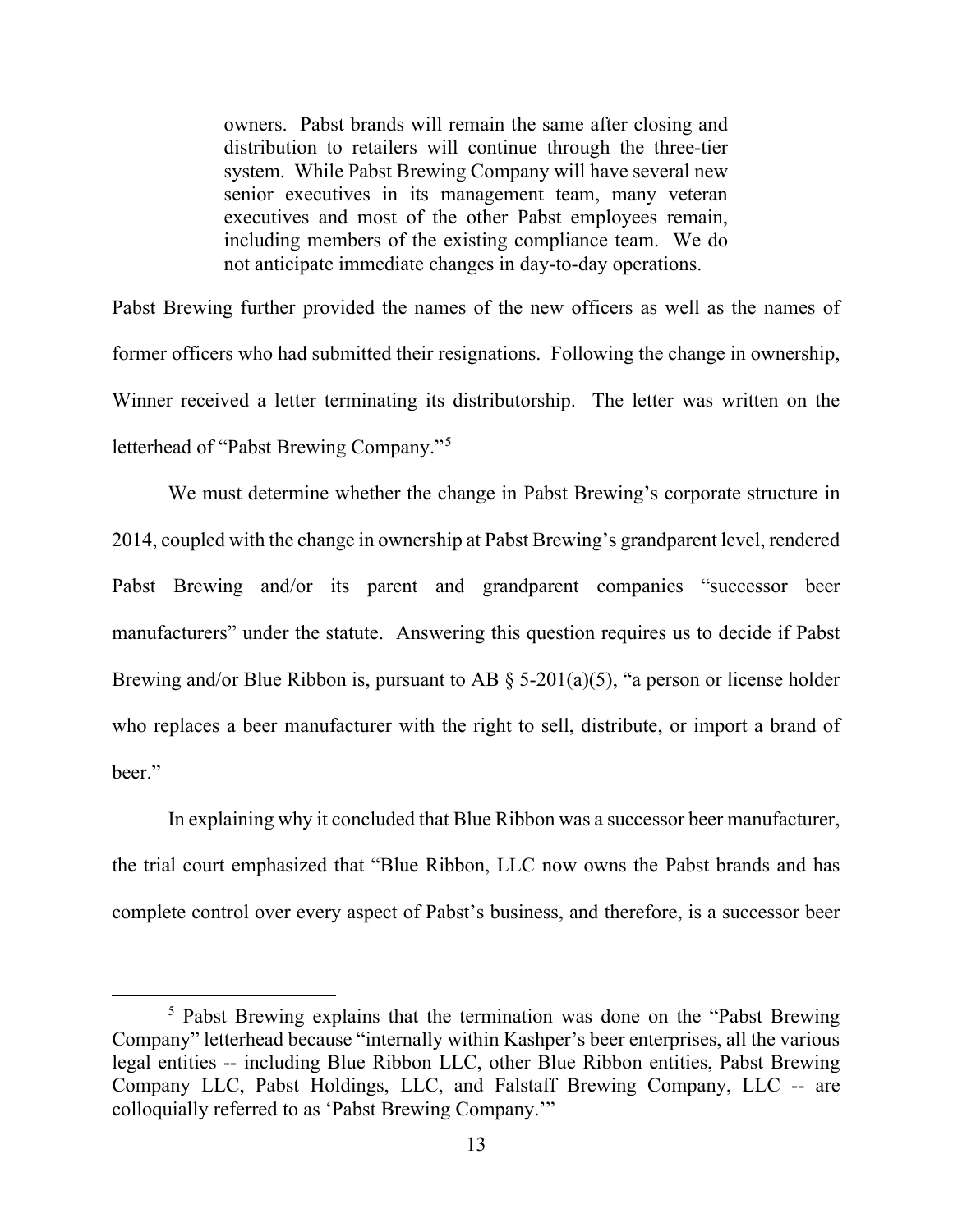> owners. Pabst brands will remain the same after closing and distribution to retailers will continue through the three-tier system. While Pabst Brewing Company will have several new senior executives in its management team, many veteran executives and most of the other Pabst employees remain, including members of the existing compliance team. We do not anticipate immediate changes in day-to-day operations.

Pabst Brewing further provided the names of the new officers as well as the names of former officers who had submitted their resignations. Following the change in ownership, Winner received a letter terminating its distributorship. The letter was written on the letterhead of "Pabst Brewing Company."[5]

We must determine whether the change in Pabst Brewing's corporate structure in 2014, coupled with the change in ownership at Pabst Brewing's grandparent level, rendered Pabst Brewing and/or its parent and grandparent companies "successor beer manufacturers" under the statute. Answering this question requires us to decide if Pabst Brewing and/or Blue Ribbon is, pursuant to AB § 5-201(a)(5), "a person or license holder who replaces a beer manufacturer with the right to sell, distribute, or import a brand of beer."

In explaining why it concluded that Blue Ribbon was a successor beer manufacturer, the trial court emphasized that "Blue Ribbon, LLC now owns the Pabst brands and has complete control over every aspect of Pabst's business, and therefore, is a successor beer

---

[5] Pabst Brewing explains that the termination was done on the "Pabst Brewing Company" letterhead because "internally within Kashper's beer enterprises, all the various legal entities -- including Blue Ribbon LLC, other Blue Ribbon entities, Pabst Brewing Company LLC, Pabst Holdings, LLC, and Falstaff Brewing Company, LLC -- are colloquially referred to as 'Pabst Brewing Company.'"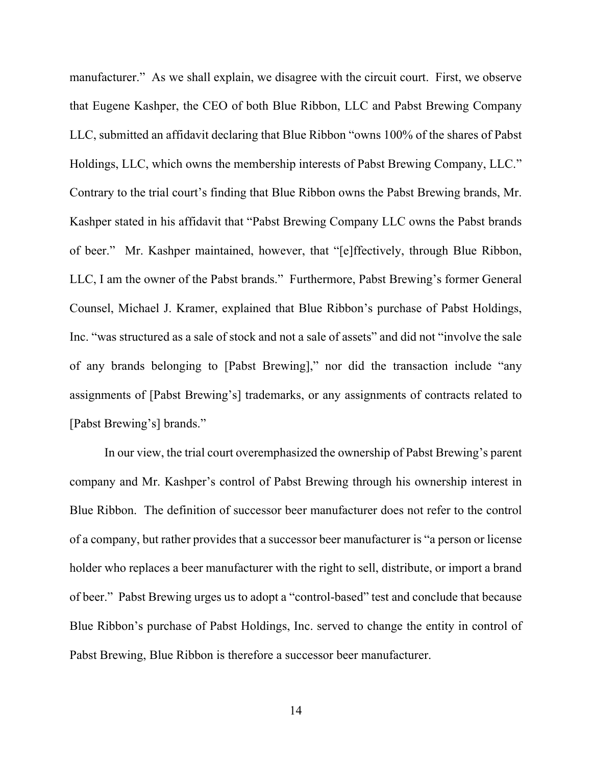manufacturer." As we shall explain, we disagree with the circuit court. First, we observe that Eugene Kashper, the CEO of both Blue Ribbon, LLC and Pabst Brewing Company LLC, submitted an affidavit declaring that Blue Ribbon "owns 100% of the shares of Pabst Holdings, LLC, which owns the membership interests of Pabst Brewing Company, LLC." Contrary to the trial court's finding that Blue Ribbon owns the Pabst Brewing brands, Mr. Kashper stated in his affidavit that "Pabst Brewing Company LLC owns the Pabst brands of beer." Mr. Kashper maintained, however, that "[e]ffectively, through Blue Ribbon, LLC, I am the owner of the Pabst brands." Furthermore, Pabst Brewing's former General Counsel, Michael J. Kramer, explained that Blue Ribbon's purchase of Pabst Holdings, Inc. "was structured as a sale of stock and not a sale of assets" and did not "involve the sale of any brands belonging to [Pabst Brewing]," nor did the transaction include "any assignments of [Pabst Brewing's] trademarks, or any assignments of contracts related to [Pabst Brewing's] brands."

In our view, the trial court overemphasized the ownership of Pabst Brewing's parent company and Mr. Kashper's control of Pabst Brewing through his ownership interest in Blue Ribbon. The definition of successor beer manufacturer does not refer to the control of a company, but rather provides that a successor beer manufacturer is "a person or license holder who replaces a beer manufacturer with the right to sell, distribute, or import a brand of beer." Pabst Brewing urges us to adopt a "control-based" test and conclude that because Blue Ribbon's purchase of Pabst Holdings, Inc. served to change the entity in control of Pabst Brewing, Blue Ribbon is therefore a successor beer manufacturer.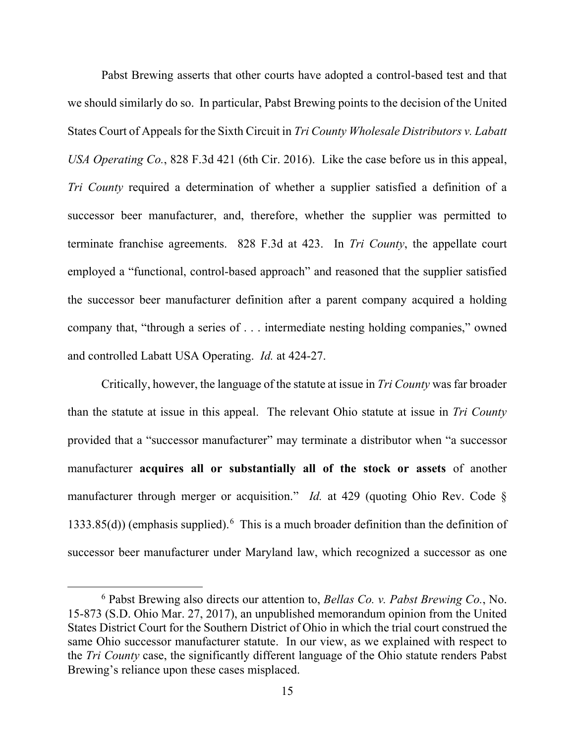Pabst Brewing asserts that other courts have adopted a control-based test and that we should similarly do so. In particular, Pabst Brewing points to the decision of the United States Court of Appeals for the Sixth Circuit in *Tri County Wholesale Distributors v. Labatt USA Operating Co.*, 828 F.3d 421 (6th Cir. 2016). Like the case before us in this appeal, *Tri County* required a determination of whether a supplier satisfied a definition of a successor beer manufacturer, and, therefore, whether the supplier was permitted to terminate franchise agreements. 828 F.3d at 423. In *Tri County*, the appellate court employed a "functional, control-based approach" and reasoned that the supplier satisfied the successor beer manufacturer definition after a parent company acquired a holding company that, "through a series of . . . intermediate nesting holding companies," owned and controlled Labatt USA Operating. *Id.* at 424-27.

Critically, however, the language of the statute at issue in *Tri County* was far broader than the statute at issue in this appeal. The relevant Ohio statute at issue in *Tri County* provided that a "successor manufacturer" may terminate a distributor when "a successor manufacturer **acquires all or substantially all of the stock or assets** of another manufacturer through merger or acquisition." *Id.* at 429 (quoting Ohio Rev. Code § 1333.85(d)) (emphasis supplied).[6] This is a much broader definition than the definition of successor beer manufacturer under Maryland law, which recognized a successor as one

[6] Pabst Brewing also directs our attention to, *Bellas Co. v. Pabst Brewing Co.*, No. 15-873 (S.D. Ohio Mar. 27, 2017), an unpublished memorandum opinion from the United States District Court for the Southern District of Ohio in which the trial court construed the same Ohio successor manufacturer statute. In our view, as we explained with respect to the *Tri County* case, the significantly different language of the Ohio statute renders Pabst Brewing's reliance upon these cases misplaced.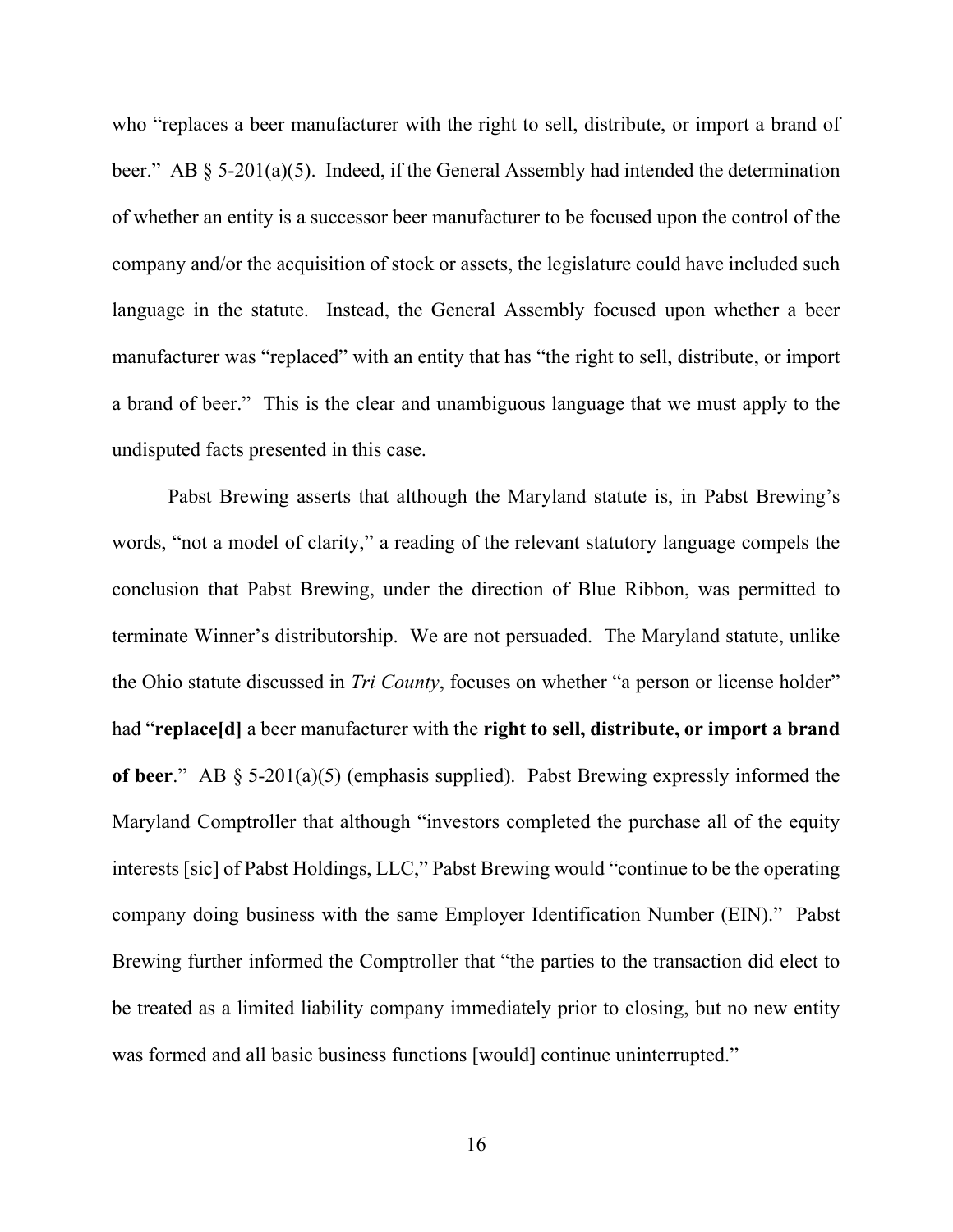who "replaces a beer manufacturer with the right to sell, distribute, or import a brand of beer." AB § 5-201(a)(5). Indeed, if the General Assembly had intended the determination of whether an entity is a successor beer manufacturer to be focused upon the control of the company and/or the acquisition of stock or assets, the legislature could have included such language in the statute. Instead, the General Assembly focused upon whether a beer manufacturer was "replaced" with an entity that has "the right to sell, distribute, or import a brand of beer." This is the clear and unambiguous language that we must apply to the undisputed facts presented in this case.

Pabst Brewing asserts that although the Maryland statute is, in Pabst Brewing's words, "not a model of clarity," a reading of the relevant statutory language compels the conclusion that Pabst Brewing, under the direction of Blue Ribbon, was permitted to terminate Winner's distributorship. We are not persuaded. The Maryland statute, unlike the Ohio statute discussed in *Tri County*, focuses on whether "a person or license holder" had "**replace[d]** a beer manufacturer with the **right to sell, distribute, or import a brand of beer**." AB § 5-201(a)(5) (emphasis supplied). Pabst Brewing expressly informed the Maryland Comptroller that although "investors completed the purchase all of the equity interests [sic] of Pabst Holdings, LLC," Pabst Brewing would "continue to be the operating company doing business with the same Employer Identification Number (EIN)." Pabst Brewing further informed the Comptroller that "the parties to the transaction did elect to be treated as a limited liability company immediately prior to closing, but no new entity was formed and all basic business functions [would] continue uninterrupted."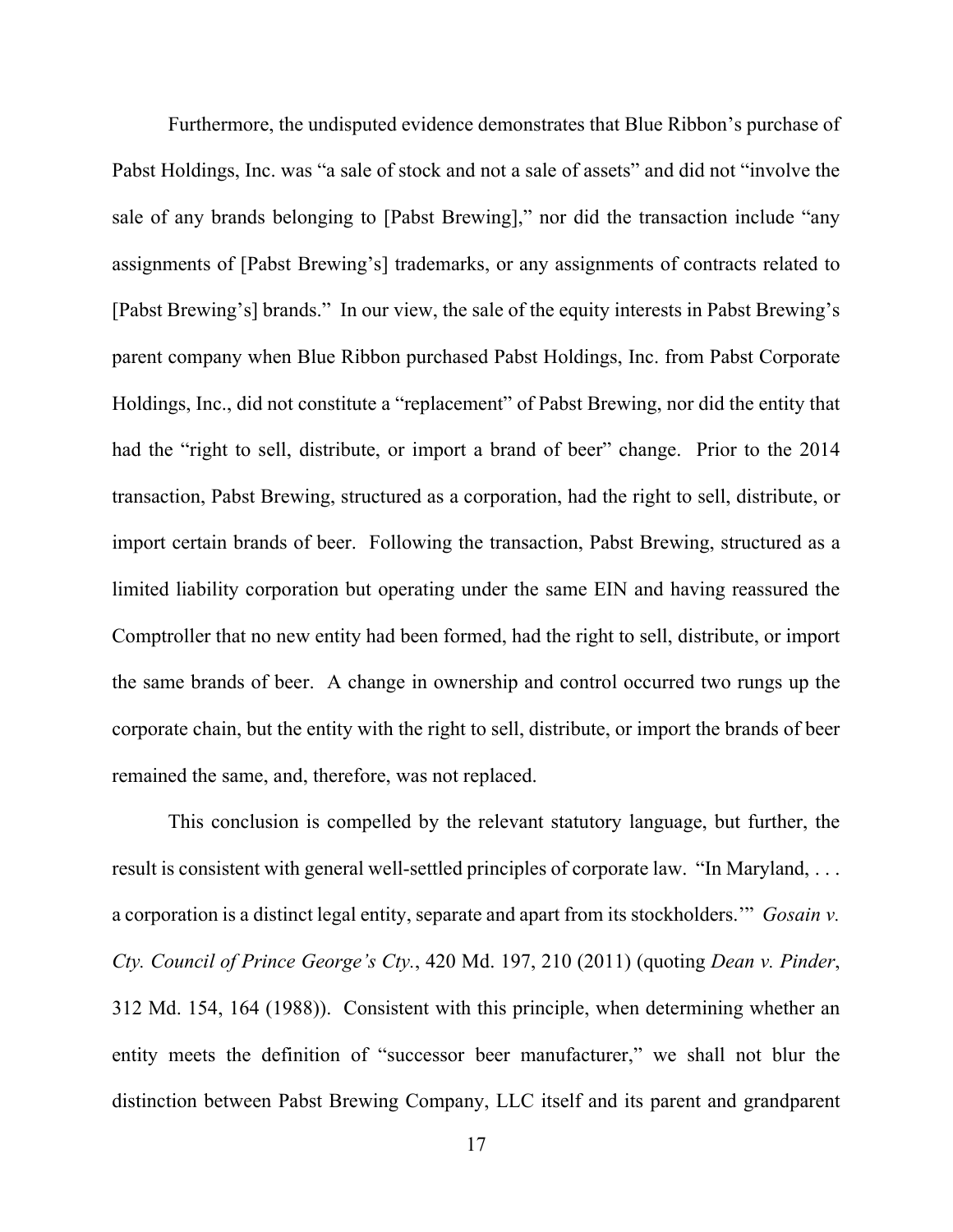Furthermore, the undisputed evidence demonstrates that Blue Ribbon's purchase of Pabst Holdings, Inc. was "a sale of stock and not a sale of assets" and did not "involve the sale of any brands belonging to [Pabst Brewing]," nor did the transaction include "any assignments of [Pabst Brewing's] trademarks, or any assignments of contracts related to [Pabst Brewing's] brands." In our view, the sale of the equity interests in Pabst Brewing's parent company when Blue Ribbon purchased Pabst Holdings, Inc. from Pabst Corporate Holdings, Inc., did not constitute a "replacement" of Pabst Brewing, nor did the entity that had the "right to sell, distribute, or import a brand of beer" change. Prior to the 2014 transaction, Pabst Brewing, structured as a corporation, had the right to sell, distribute, or import certain brands of beer. Following the transaction, Pabst Brewing, structured as a limited liability corporation but operating under the same EIN and having reassured the Comptroller that no new entity had been formed, had the right to sell, distribute, or import the same brands of beer. A change in ownership and control occurred two rungs up the corporate chain, but the entity with the right to sell, distribute, or import the brands of beer remained the same, and, therefore, was not replaced.

This conclusion is compelled by the relevant statutory language, but further, the result is consistent with general well-settled principles of corporate law. "In Maryland, . . . a corporation is a distinct legal entity, separate and apart from its stockholders.'" *Gosain v. Cty. Council of Prince George's Cty.*, 420 Md. 197, 210 (2011) (quoting *Dean v. Pinder*, 312 Md. 154, 164 (1988)). Consistent with this principle, when determining whether an entity meets the definition of "successor beer manufacturer," we shall not blur the distinction between Pabst Brewing Company, LLC itself and its parent and grandparent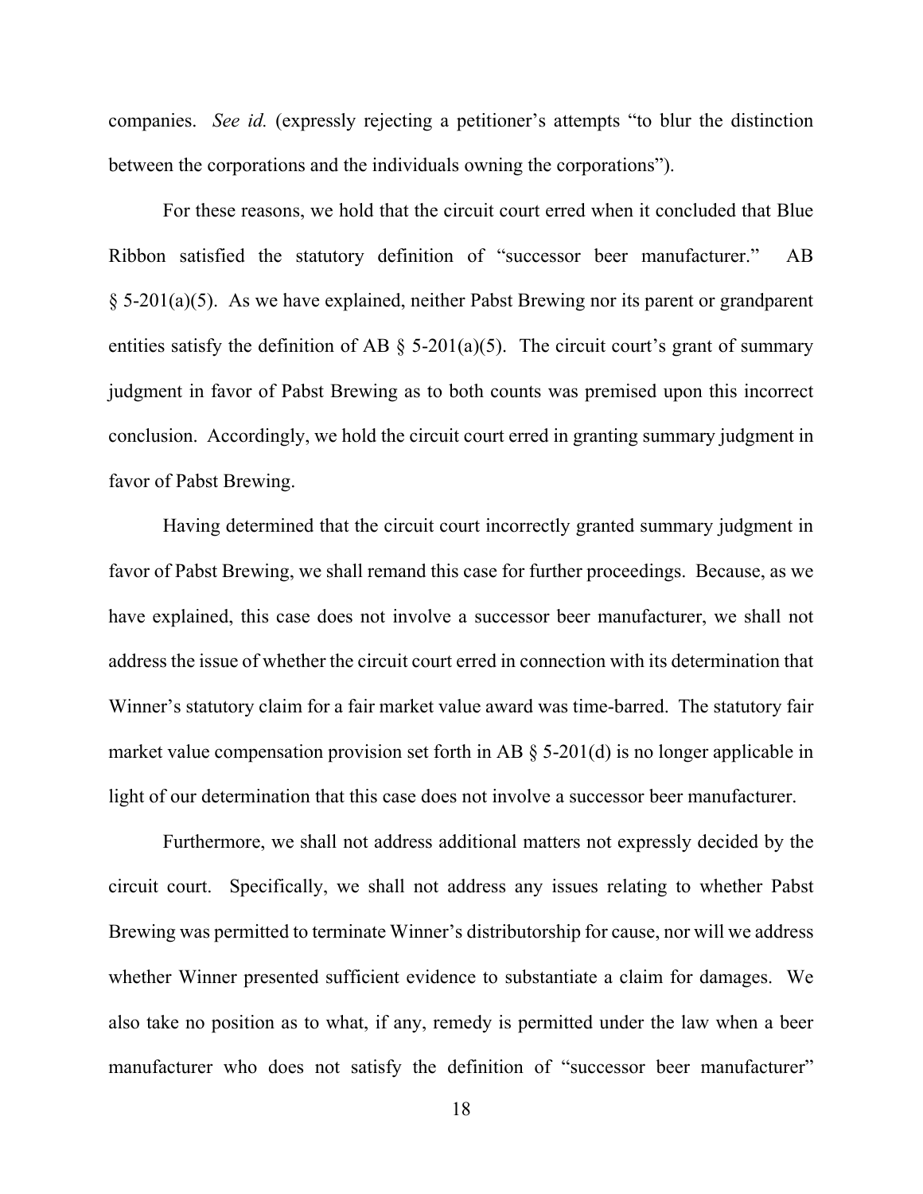companies. *See id.* (expressly rejecting a petitioner's attempts "to blur the distinction between the corporations and the individuals owning the corporations").

For these reasons, we hold that the circuit court erred when it concluded that Blue Ribbon satisfied the statutory definition of "successor beer manufacturer." AB § 5-201(a)(5). As we have explained, neither Pabst Brewing nor its parent or grandparent entities satisfy the definition of AB § 5-201(a)(5). The circuit court's grant of summary judgment in favor of Pabst Brewing as to both counts was premised upon this incorrect conclusion. Accordingly, we hold the circuit court erred in granting summary judgment in favor of Pabst Brewing.

Having determined that the circuit court incorrectly granted summary judgment in favor of Pabst Brewing, we shall remand this case for further proceedings. Because, as we have explained, this case does not involve a successor beer manufacturer, we shall not address the issue of whether the circuit court erred in connection with its determination that Winner's statutory claim for a fair market value award was time-barred. The statutory fair market value compensation provision set forth in AB § 5-201(d) is no longer applicable in light of our determination that this case does not involve a successor beer manufacturer.

Furthermore, we shall not address additional matters not expressly decided by the circuit court. Specifically, we shall not address any issues relating to whether Pabst Brewing was permitted to terminate Winner's distributorship for cause, nor will we address whether Winner presented sufficient evidence to substantiate a claim for damages. We also take no position as to what, if any, remedy is permitted under the law when a beer manufacturer who does not satisfy the definition of "successor beer manufacturer"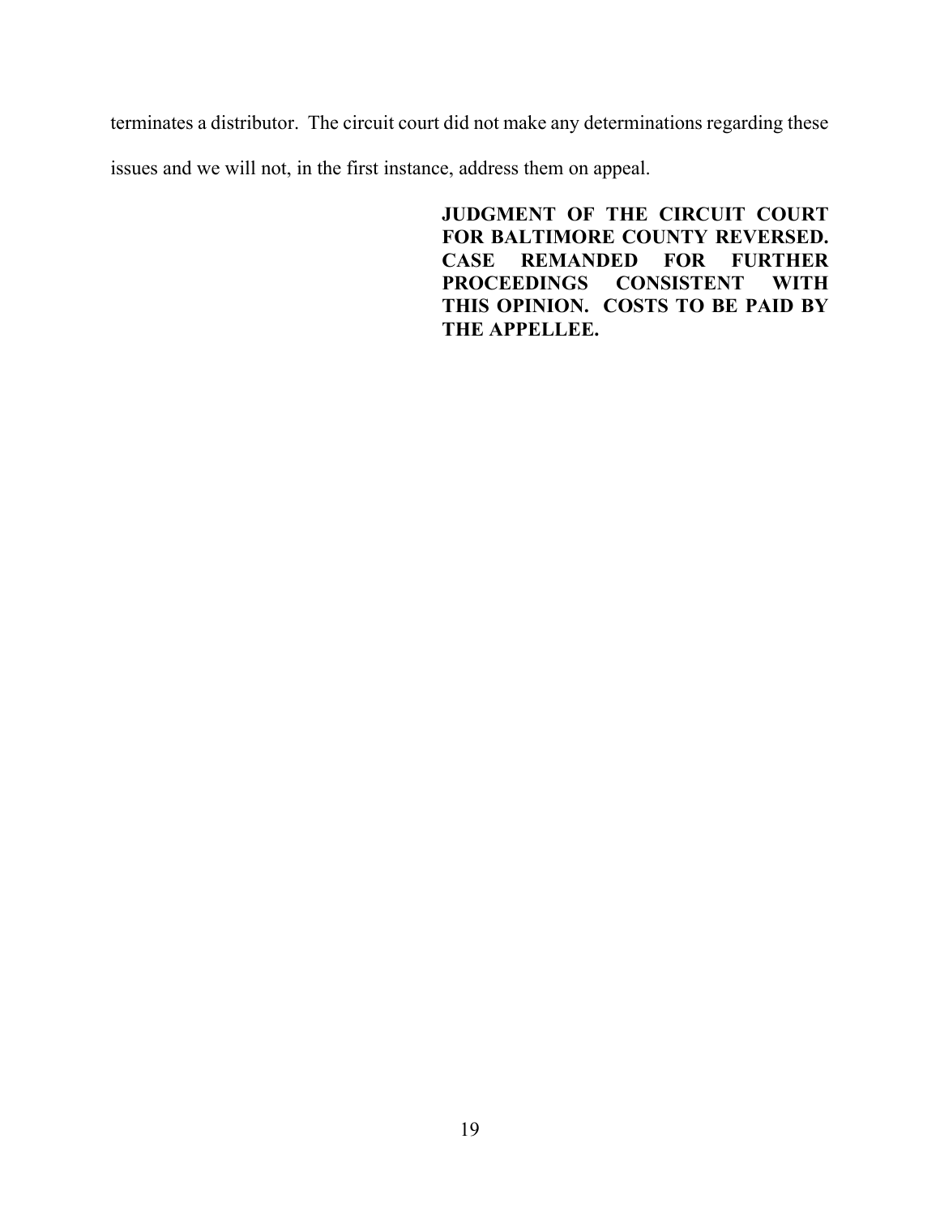terminates a distributor. The circuit court did not make any determinations regarding these issues and we will not, in the first instance, address them on appeal.

**JUDGMENT OF THE CIRCUIT COURT FOR BALTIMORE COUNTY REVERSED. CASE REMANDED FOR FURTHER PROCEEDINGS CONSISTENT WITH THIS OPINION. COSTS TO BE PAID BY THE APPELLEE.**